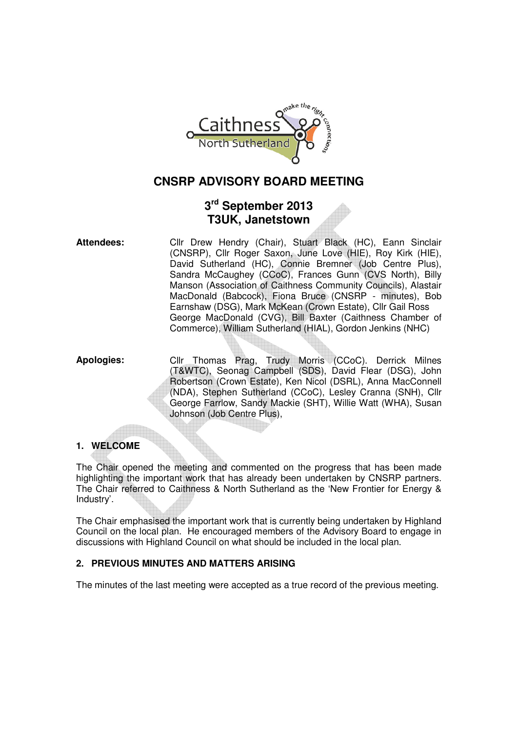# CNSRP ADVISORY BOARD MEETING

## 3rd September 2013
## T3UK, Janetstown

**Attendees:** Cllr Drew Hendry (Chair), Stuart Black (HC), Eann Sinclair (CNSRP), Cllr Roger Saxon, June Love (HIE), Roy Kirk (HIE), David Sutherland (HC), Connie Bremner (Job Centre Plus), Sandra McCaughey (CCoC), Frances Gunn (CVS North), Billy Manson (Association of Caithness Community Councils), Alastair MacDonald (Babcock), Fiona Bruce (CNSRP - minutes), Bob Earnshaw (DSG), Mark McKean (Crown Estate), Cllr Gail Ross George MacDonald (CVG), Bill Baxter (Caithness Chamber of Commerce), William Sutherland (HIAL), Gordon Jenkins (NHC)

**Apologies:** Cllr Thomas Prag, Trudy Morris (CCoC). Derrick Milnes (T&WTC), Seonag Campbell (SDS), David Flear (DSG), John Robertson (Crown Estate), Ken Nicol (DSRL), Anna MacConnell (NDA), Stephen Sutherland (CCoC), Lesley Cranna (SNH), Cllr George Farrlow, Sandy Mackie (SHT), Willie Watt (WHA), Susan Johnson (Job Centre Plus),

### 1. WELCOME

The Chair opened the meeting and commented on the progress that has been made highlighting the important work that has already been undertaken by CNSRP partners. The Chair referred to Caithness & North Sutherland as the 'New Frontier for Energy & Industry'.

The Chair emphasised the important work that is currently being undertaken by Highland Council on the local plan. He encouraged members of the Advisory Board to engage in discussions with Highland Council on what should be included in the local plan.

### 2. PREVIOUS MINUTES AND MATTERS ARISING

The minutes of the last meeting were accepted as a true record of the previous meeting.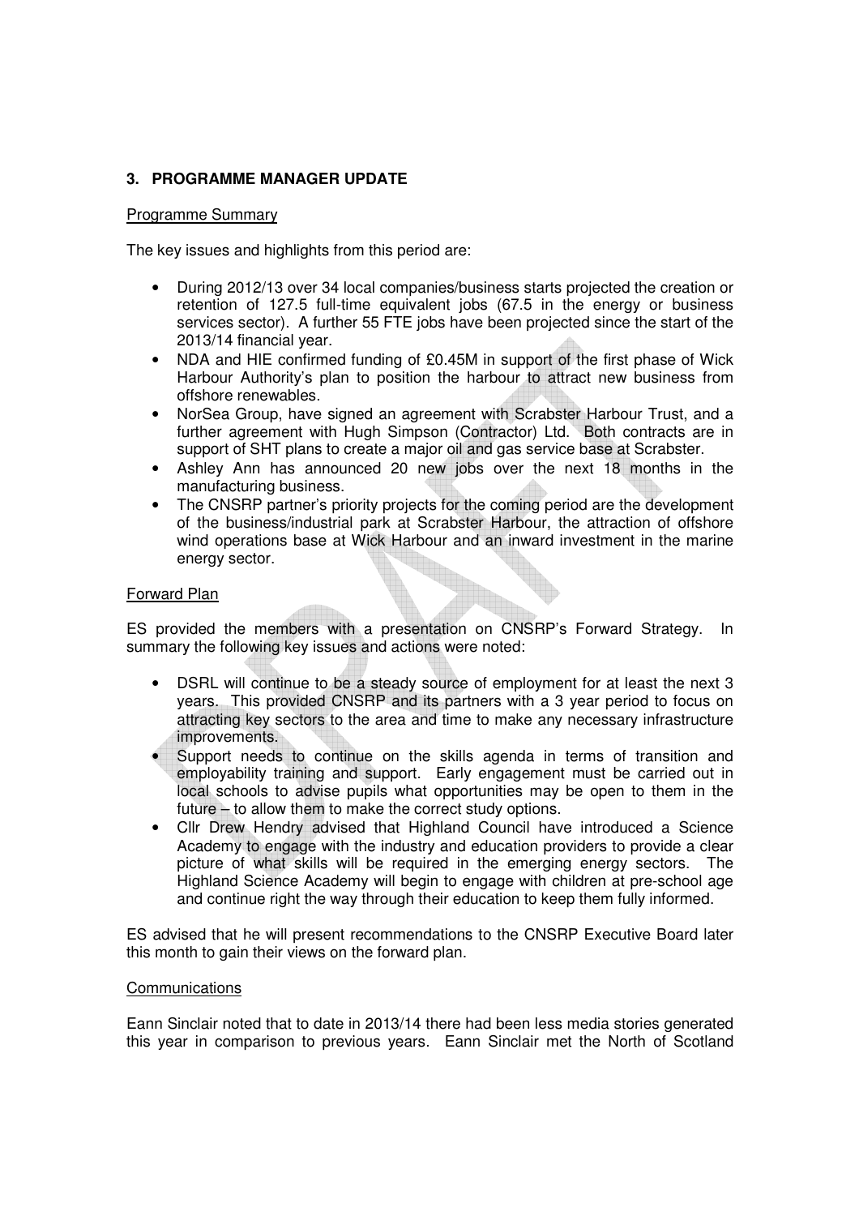## 3. PROGRAMME MANAGER UPDATE

Programme Summary

The key issues and highlights from this period are:

- During 2012/13 over 34 local companies/business starts projected the creation or retention of 127.5 full-time equivalent jobs (67.5 in the energy or business services sector). A further 55 FTE jobs have been projected since the start of the 2013/14 financial year.
- NDA and HIE confirmed funding of £0.45M in support of the first phase of Wick Harbour Authority's plan to position the harbour to attract new business from offshore renewables.
- NorSea Group, have signed an agreement with Scrabster Harbour Trust, and a further agreement with Hugh Simpson (Contractor) Ltd. Both contracts are in support of SHT plans to create a major oil and gas service base at Scrabster.
- Ashley Ann has announced 20 new jobs over the next 18 months in the manufacturing business.
- The CNSRP partner's priority projects for the coming period are the development of the business/industrial park at Scrabster Harbour, the attraction of offshore wind operations base at Wick Harbour and an inward investment in the marine energy sector.

Forward Plan

ES provided the members with a presentation on CNSRP's Forward Strategy. In summary the following key issues and actions were noted:

- DSRL will continue to be a steady source of employment for at least the next 3 years. This provided CNSRP and its partners with a 3 year period to focus on attracting key sectors to the area and time to make any necessary infrastructure improvements.
- Support needs to continue on the skills agenda in terms of transition and employability training and support. Early engagement must be carried out in local schools to advise pupils what opportunities may be open to them in the future – to allow them to make the correct study options.
- Cllr Drew Hendry advised that Highland Council have introduced a Science Academy to engage with the industry and education providers to provide a clear picture of what skills will be required in the emerging energy sectors. The Highland Science Academy will begin to engage with children at pre-school age and continue right the way through their education to keep them fully informed.

ES advised that he will present recommendations to the CNSRP Executive Board later this month to gain their views on the forward plan.

Communications

Eann Sinclair noted that to date in 2013/14 there had been less media stories generated this year in comparison to previous years. Eann Sinclair met the North of Scotland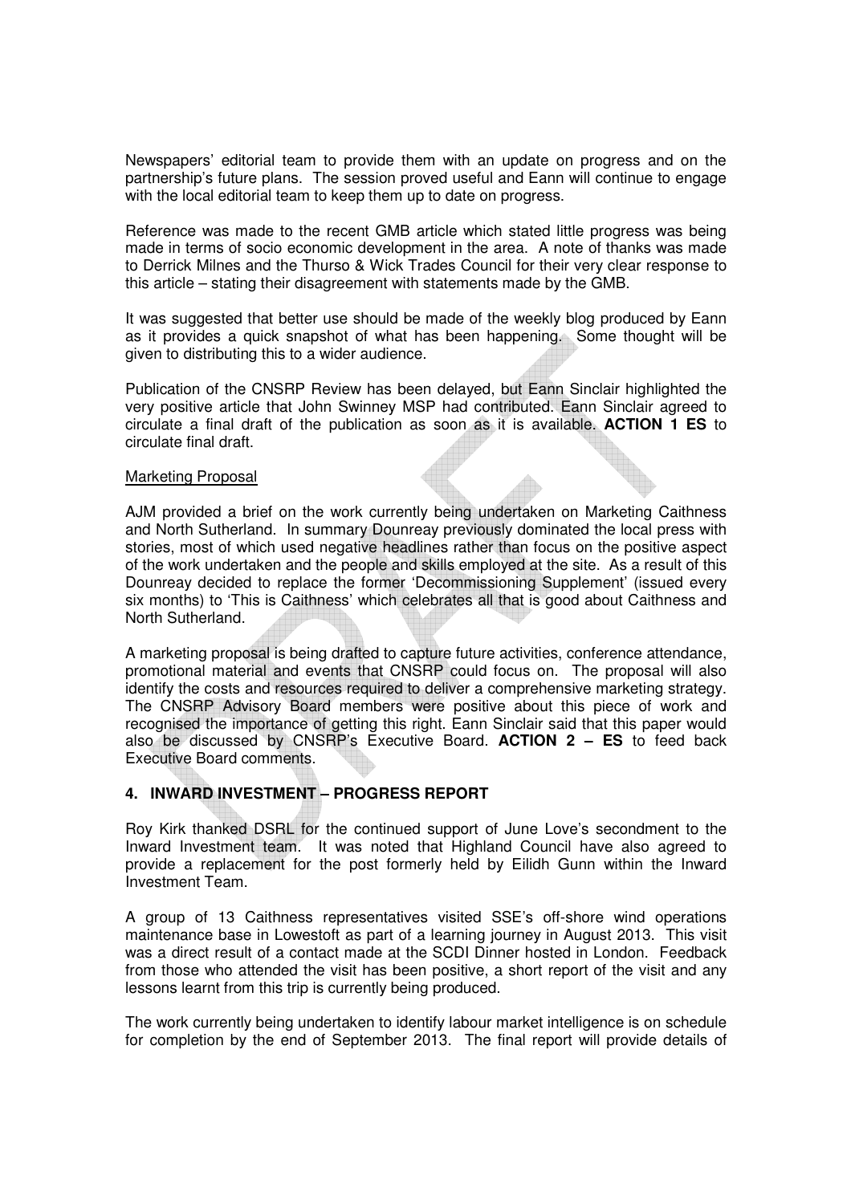Newspapers' editorial team to provide them with an update on progress and on the partnership's future plans. The session proved useful and Eann will continue to engage with the local editorial team to keep them up to date on progress.

Reference was made to the recent GMB article which stated little progress was being made in terms of socio economic development in the area. A note of thanks was made to Derrick Milnes and the Thurso & Wick Trades Council for their very clear response to this article – stating their disagreement with statements made by the GMB.

It was suggested that better use should be made of the weekly blog produced by Eann as it provides a quick snapshot of what has been happening. Some thought will be given to distributing this to a wider audience.

Publication of the CNSRP Review has been delayed, but Eann Sinclair highlighted the very positive article that John Swinney MSP had contributed. Eann Sinclair agreed to circulate a final draft of the publication as soon as it is available. **ACTION 1 ES** to circulate final draft.

<u>Marketing Proposal</u>

AJM provided a brief on the work currently being undertaken on Marketing Caithness and North Sutherland. In summary Dounreay previously dominated the local press with stories, most of which used negative headlines rather than focus on the positive aspect of the work undertaken and the people and skills employed at the site. As a result of this Dounreay decided to replace the former 'Decommissioning Supplement' (issued every six months) to 'This is Caithness' which celebrates all that is good about Caithness and North Sutherland.

A marketing proposal is being drafted to capture future activities, conference attendance, promotional material and events that CNSRP could focus on. The proposal will also identify the costs and resources required to deliver a comprehensive marketing strategy. The CNSRP Advisory Board members were positive about this piece of work and recognised the importance of getting this right. Eann Sinclair said that this paper would also be discussed by CNSRP's Executive Board. **ACTION 2 – ES** to feed back Executive Board comments.

## 4. INWARD INVESTMENT – PROGRESS REPORT

Roy Kirk thanked DSRL for the continued support of June Love's secondment to the Inward Investment team. It was noted that Highland Council have also agreed to provide a replacement for the post formerly held by Eilidh Gunn within the Inward Investment Team.

A group of 13 Caithness representatives visited SSE's off-shore wind operations maintenance base in Lowestoft as part of a learning journey in August 2013. This visit was a direct result of a contact made at the SCDI Dinner hosted in London. Feedback from those who attended the visit has been positive, a short report of the visit and any lessons learnt from this trip is currently being produced.

The work currently being undertaken to identify labour market intelligence is on schedule for completion by the end of September 2013. The final report will provide details of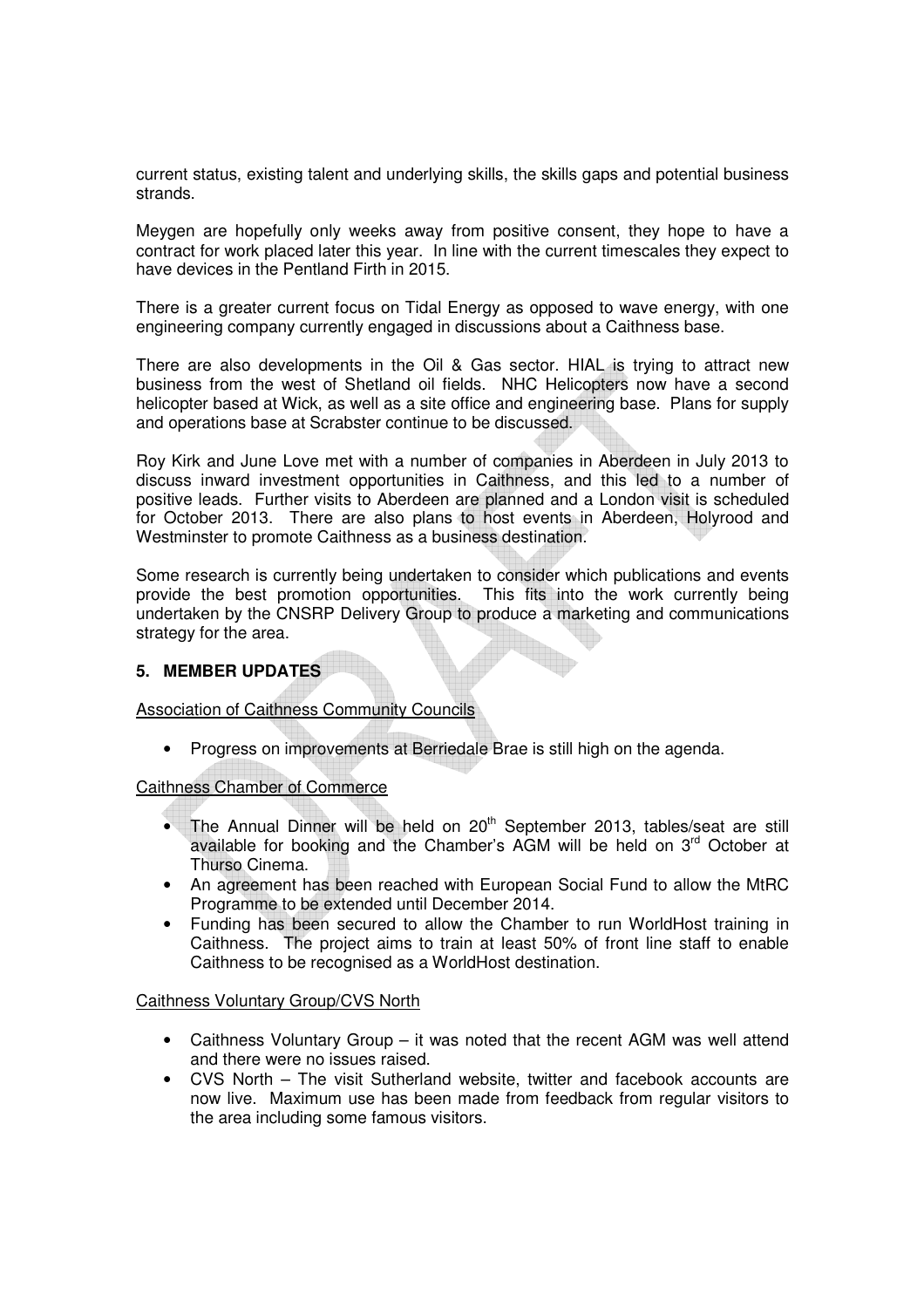current status, existing talent and underlying skills, the skills gaps and potential business strands.

Meygen are hopefully only weeks away from positive consent, they hope to have a contract for work placed later this year. In line with the current timescales they expect to have devices in the Pentland Firth in 2015.

There is a greater current focus on Tidal Energy as opposed to wave energy, with one engineering company currently engaged in discussions about a Caithness base.

There are also developments in the Oil & Gas sector. HIAL is trying to attract new business from the west of Shetland oil fields. NHC Helicopters now have a second helicopter based at Wick, as well as a site office and engineering base. Plans for supply and operations base at Scrabster continue to be discussed.

Roy Kirk and June Love met with a number of companies in Aberdeen in July 2013 to discuss inward investment opportunities in Caithness, and this led to a number of positive leads. Further visits to Aberdeen are planned and a London visit is scheduled for October 2013. There are also plans to host events in Aberdeen, Holyrood and Westminster to promote Caithness as a business destination.

Some research is currently being undertaken to consider which publications and events provide the best promotion opportunities. This fits into the work currently being undertaken by the CNSRP Delivery Group to produce a marketing and communications strategy for the area.

## 5. MEMBER UPDATES

Association of Caithness Community Councils

- Progress on improvements at Berriedale Brae is still high on the agenda.

Caithness Chamber of Commerce

- The Annual Dinner will be held on 20th September 2013, tables/seat are still available for booking and the Chamber's AGM will be held on 3rd October at Thurso Cinema.
- An agreement has been reached with European Social Fund to allow the MtRC Programme to be extended until December 2014.
- Funding has been secured to allow the Chamber to run WorldHost training in Caithness. The project aims to train at least 50% of front line staff to enable Caithness to be recognised as a WorldHost destination.

Caithness Voluntary Group/CVS North

- Caithness Voluntary Group – it was noted that the recent AGM was well attend and there were no issues raised.
- CVS North – The visit Sutherland website, twitter and facebook accounts are now live. Maximum use has been made from feedback from regular visitors to the area including some famous visitors.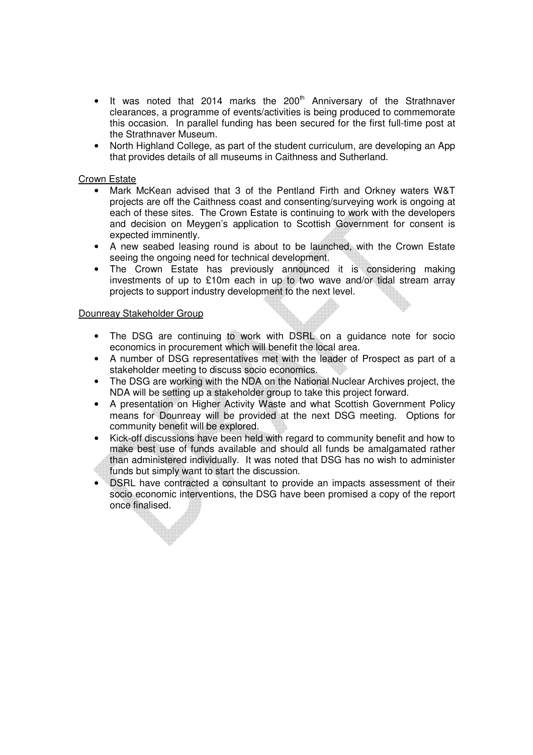- It was noted that 2014 marks the 200th Anniversary of the Strathnaver clearances, a programme of events/activities is being produced to commemorate this occasion. In parallel funding has been secured for the first full-time post at the Strathnaver Museum.
- North Highland College, as part of the student curriculum, are developing an App that provides details of all museums in Caithness and Sutherland.

<u>Crown Estate</u>

- Mark McKean advised that 3 of the Pentland Firth and Orkney waters W&T projects are off the Caithness coast and consenting/surveying work is ongoing at each of these sites. The Crown Estate is continuing to work with the developers and decision on Meygen's application to Scottish Government for consent is expected imminently.
- A new seabed leasing round is about to be launched, with the Crown Estate seeing the ongoing need for technical development.
- The Crown Estate has previously announced it is considering making investments of up to £10m each in up to two wave and/or tidal stream array projects to support industry development to the next level.

<u>Dounreay Stakeholder Group</u>

- The DSG are continuing to work with DSRL on a guidance note for socio economics in procurement which will benefit the local area.
- A number of DSG representatives met with the leader of Prospect as part of a stakeholder meeting to discuss socio economics.
- The DSG are working with the NDA on the National Nuclear Archives project, the NDA will be setting up a stakeholder group to take this project forward.
- A presentation on Higher Activity Waste and what Scottish Government Policy means for Dounreay will be provided at the next DSG meeting. Options for community benefit will be explored.
- Kick-off discussions have been held with regard to community benefit and how to make best use of funds available and should all funds be amalgamated rather than administered individually. It was noted that DSG has no wish to administer funds but simply want to start the discussion.
- DSRL have contracted a consultant to provide an impacts assessment of their socio economic interventions, the DSG have been promised a copy of the report once finalised.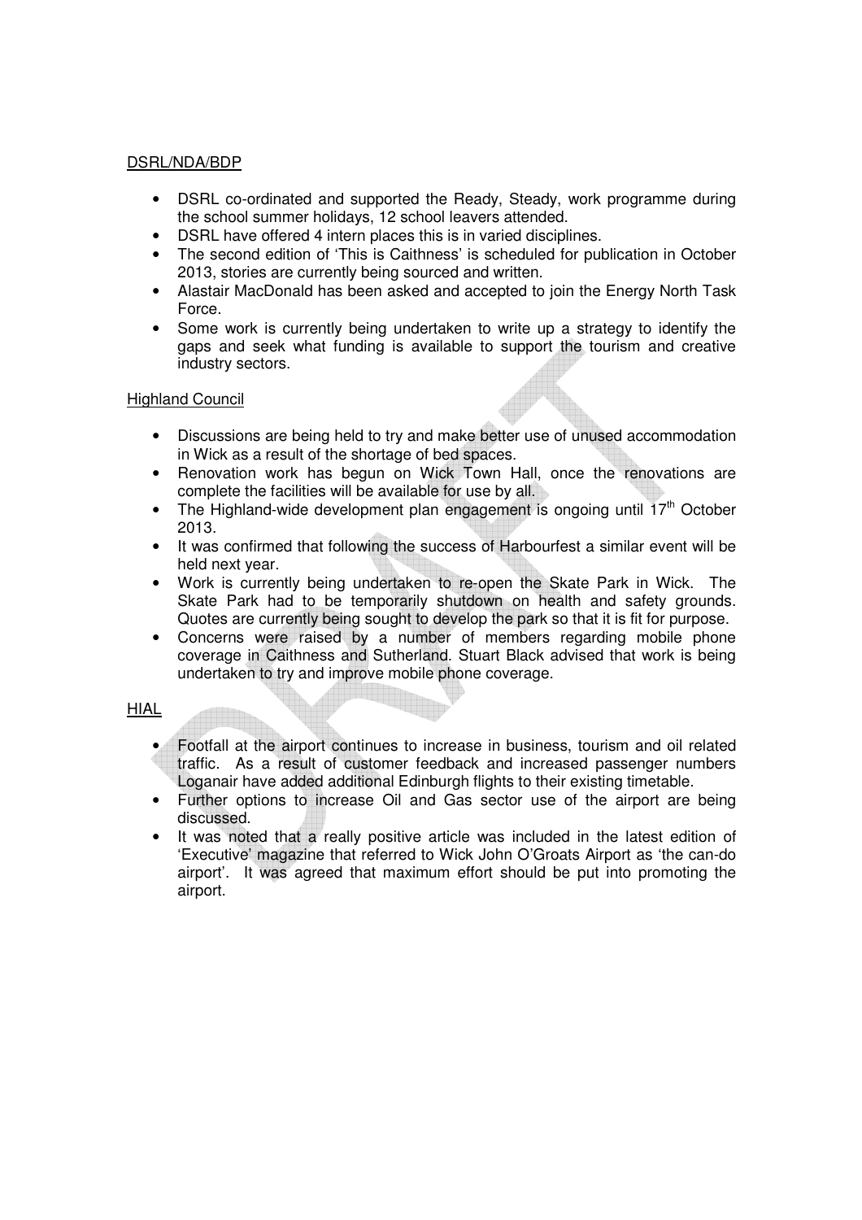DSRL/NDA/BDP

- DSRL co-ordinated and supported the Ready, Steady, work programme during the school summer holidays, 12 school leavers attended.
- DSRL have offered 4 intern places this is in varied disciplines.
- The second edition of 'This is Caithness' is scheduled for publication in October 2013, stories are currently being sourced and written.
- Alastair MacDonald has been asked and accepted to join the Energy North Task Force.
- Some work is currently being undertaken to write up a strategy to identify the gaps and seek what funding is available to support the tourism and creative industry sectors.

Highland Council

- Discussions are being held to try and make better use of unused accommodation in Wick as a result of the shortage of bed spaces.
- Renovation work has begun on Wick Town Hall, once the renovations are complete the facilities will be available for use by all.
- The Highland-wide development plan engagement is ongoing until 17th October 2013.
- It was confirmed that following the success of Harbourfest a similar event will be held next year.
- Work is currently being undertaken to re-open the Skate Park in Wick. The Skate Park had to be temporarily shutdown on health and safety grounds. Quotes are currently being sought to develop the park so that it is fit for purpose.
- Concerns were raised by a number of members regarding mobile phone coverage in Caithness and Sutherland. Stuart Black advised that work is being undertaken to try and improve mobile phone coverage.

HIAL

- Footfall at the airport continues to increase in business, tourism and oil related traffic. As a result of customer feedback and increased passenger numbers Loganair have added additional Edinburgh flights to their existing timetable.
- Further options to increase Oil and Gas sector use of the airport are being discussed.
- It was noted that a really positive article was included in the latest edition of 'Executive' magazine that referred to Wick John O'Groats Airport as 'the can-do airport'. It was agreed that maximum effort should be put into promoting the airport.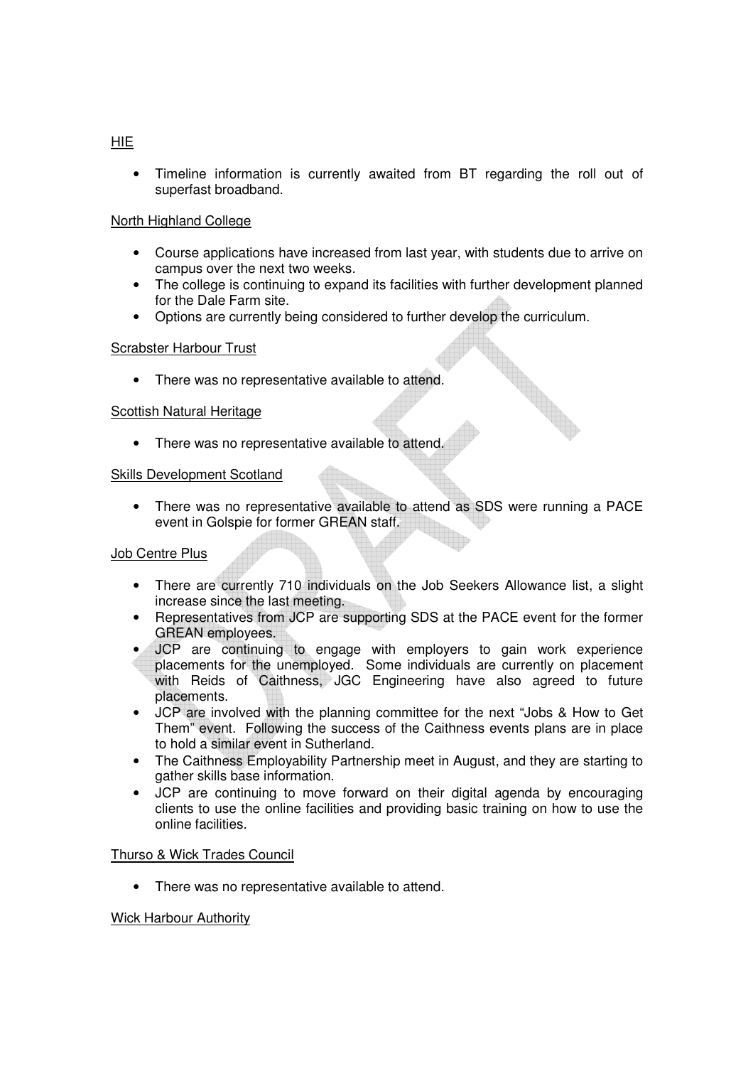HIE

- Timeline information is currently awaited from BT regarding the roll out of superfast broadband.

North Highland College

- Course applications have increased from last year, with students due to arrive on campus over the next two weeks.
- The college is continuing to expand its facilities with further development planned for the Dale Farm site.
- Options are currently being considered to further develop the curriculum.

Scrabster Harbour Trust

- There was no representative available to attend.

Scottish Natural Heritage

- There was no representative available to attend.

Skills Development Scotland

- There was no representative available to attend as SDS were running a PACE event in Golspie for former GREAN staff.

Job Centre Plus

- There are currently 710 individuals on the Job Seekers Allowance list, a slight increase since the last meeting.
- Representatives from JCP are supporting SDS at the PACE event for the former GREAN employees.
- JCP are continuing to engage with employers to gain work experience placements for the unemployed. Some individuals are currently on placement with Reids of Caithness, JGC Engineering have also agreed to future placements.
- JCP are involved with the planning committee for the next "Jobs & How to Get Them" event. Following the success of the Caithness events plans are in place to hold a similar event in Sutherland.
- The Caithness Employability Partnership meet in August, and they are starting to gather skills base information.
- JCP are continuing to move forward on their digital agenda by encouraging clients to use the online facilities and providing basic training on how to use the online facilities.

Thurso & Wick Trades Council

- There was no representative available to attend.

Wick Harbour Authority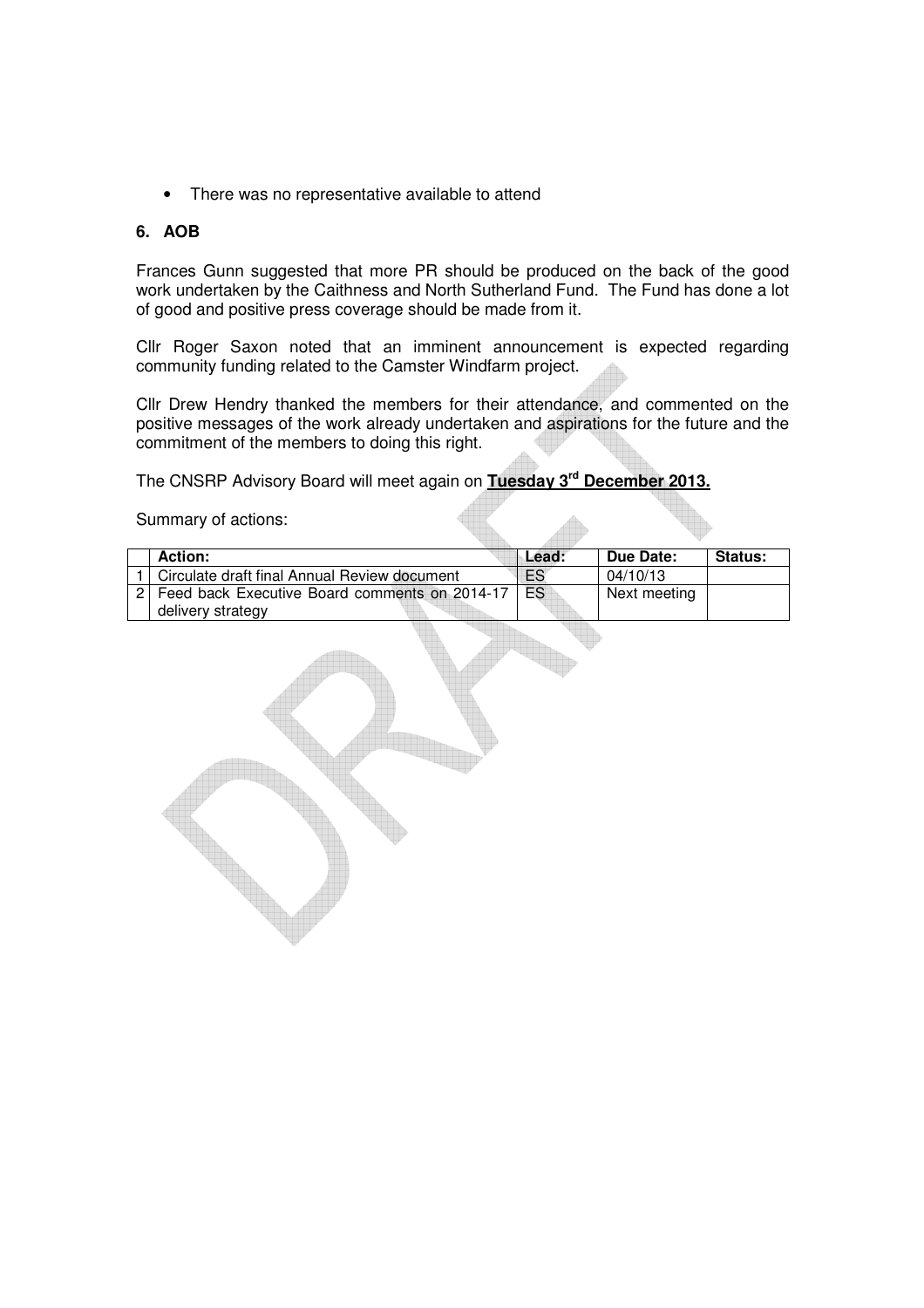- There was no representative available to attend

## 6. AOB

Frances Gunn suggested that more PR should be produced on the back of the good work undertaken by the Caithness and North Sutherland Fund. The Fund has done a lot of good and positive press coverage should be made from it.

Cllr Roger Saxon noted that an imminent announcement is expected regarding community funding related to the Camster Windfarm project.

Cllr Drew Hendry thanked the members for their attendance, and commented on the positive messages of the work already undertaken and aspirations for the future and the commitment of the members to doing this right.

The CNSRP Advisory Board will meet again on **Tuesday 3rd December 2013.**

Summary of actions:

| | Action: | Lead: | Due Date: | Status: |
|---|---|---|---|---|
| 1 | Circulate draft final Annual Review document | ES | 04/10/13 | |
| 2 | Feed back Executive Board comments on 2014-17 delivery strategy | ES | Next meeting | |